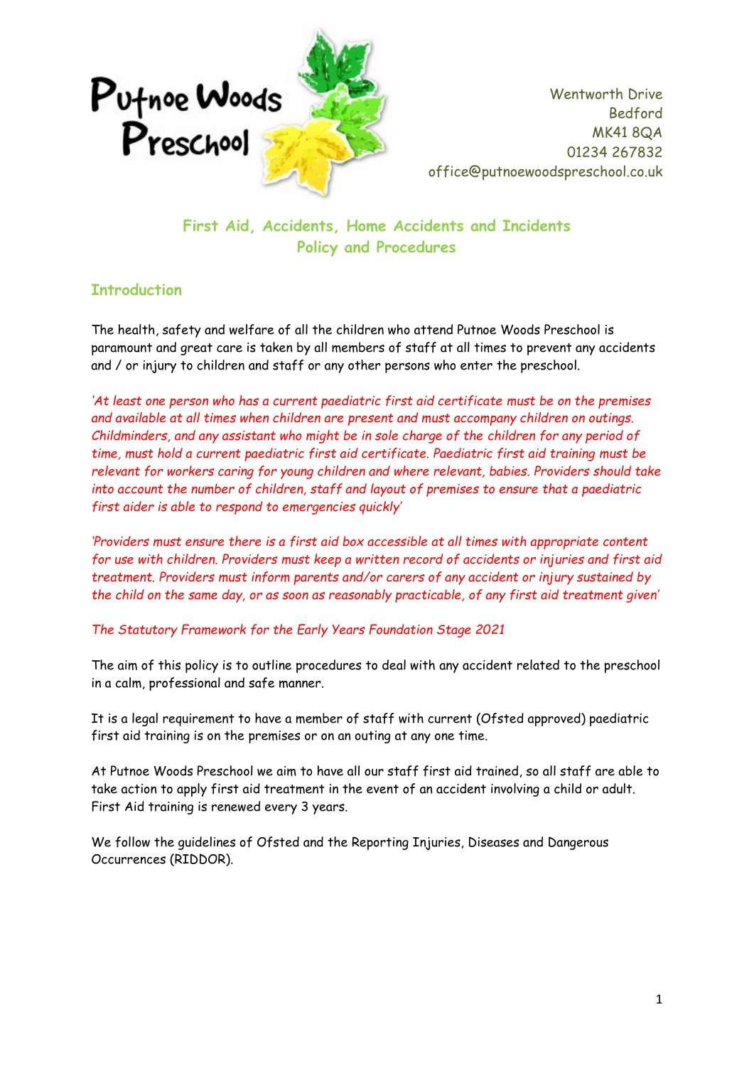Putnoe Woods Preschool

Wentworth Drive
Bedford
MK41 8QA
01234 267832
office@putnoewoodspreschool.co.uk

# First Aid, Accidents, Home Accidents and Incidents Policy and Procedures

## Introduction

The health, safety and welfare of all the children who attend Putnoe Woods Preschool is paramount and great care is taken by all members of staff at all times to prevent any accidents and / or injury to children and staff or any other persons who enter the preschool.

*'At least one person who has a current paediatric first aid certificate must be on the premises and available at all times when children are present and must accompany children on outings. Childminders, and any assistant who might be in sole charge of the children for any period of time, must hold a current paediatric first aid certificate. Paediatric first aid training must be relevant for workers caring for young children and where relevant, babies. Providers should take into account the number of children, staff and layout of premises to ensure that a paediatric first aider is able to respond to emergencies quickly'*

*'Providers must ensure there is a first aid box accessible at all times with appropriate content for use with children. Providers must keep a written record of accidents or injuries and first aid treatment. Providers must inform parents and/or carers of any accident or injury sustained by the child on the same day, or as soon as reasonably practicable, of any first aid treatment given'*

*The Statutory Framework for the Early Years Foundation Stage 2021*

The aim of this policy is to outline procedures to deal with any accident related to the preschool in a calm, professional and safe manner.

It is a legal requirement to have a member of staff with current (Ofsted approved) paediatric first aid training is on the premises or on an outing at any one time.

At Putnoe Woods Preschool we aim to have all our staff first aid trained, so all staff are able to take action to apply first aid treatment in the event of an accident involving a child or adult. First Aid training is renewed every 3 years.

We follow the guidelines of Ofsted and the Reporting Injuries, Diseases and Dangerous Occurrences (RIDDOR).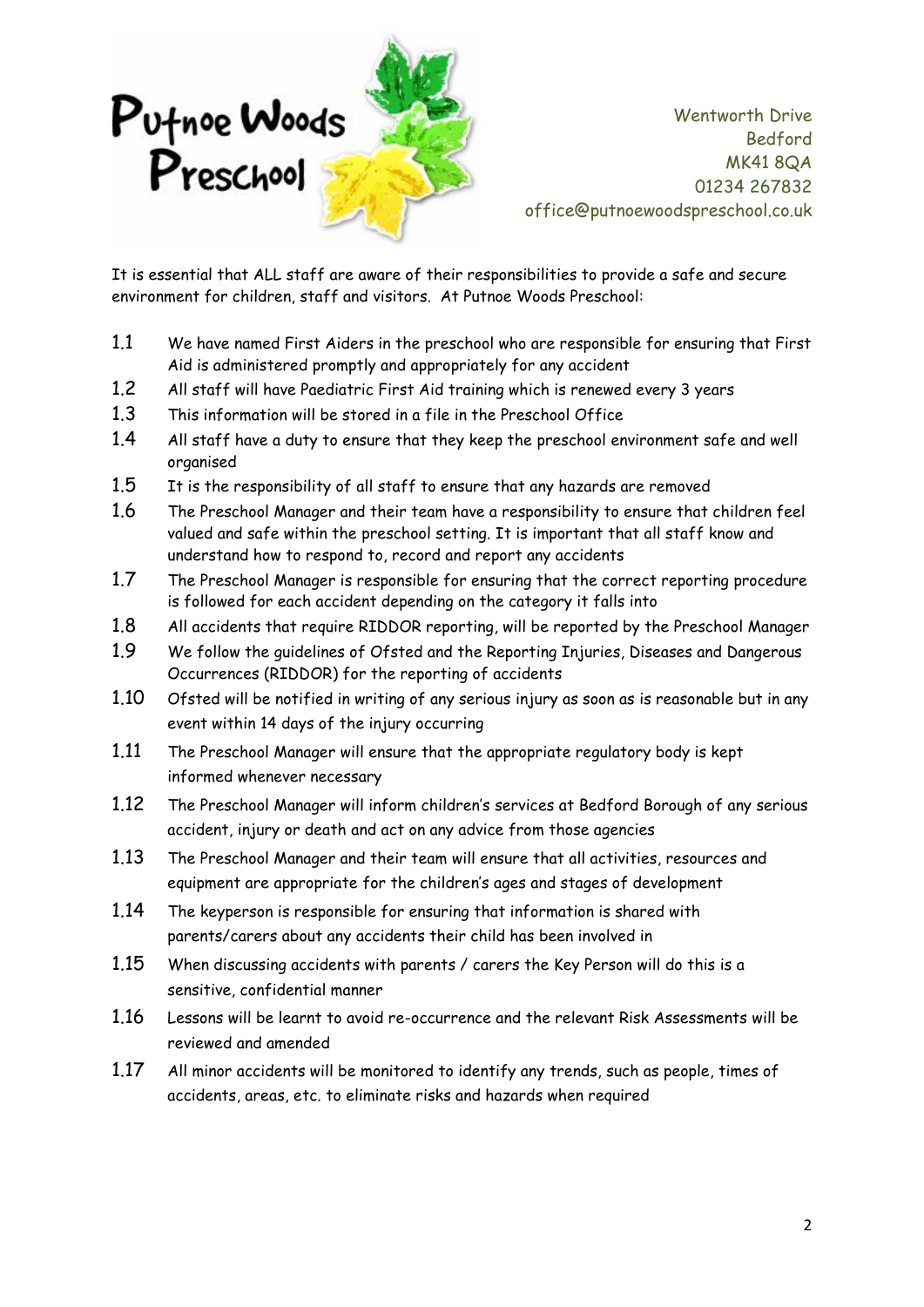Putnoe Woods Preschool

Wentworth Drive
Bedford
MK41 8QA
01234 267832
office@putnoewoodspreschool.co.uk

It is essential that ALL staff are aware of their responsibilities to provide a safe and secure environment for children, staff and visitors. At Putnoe Woods Preschool:

1.1 We have named First Aiders in the preschool who are responsible for ensuring that First Aid is administered promptly and appropriately for any accident

1.2 All staff will have Paediatric First Aid training which is renewed every 3 years

1.3 This information will be stored in a file in the Preschool Office

1.4 All staff have a duty to ensure that they keep the preschool environment safe and well organised

1.5 It is the responsibility of all staff to ensure that any hazards are removed

1.6 The Preschool Manager and their team have a responsibility to ensure that children feel valued and safe within the preschool setting. It is important that all staff know and understand how to respond to, record and report any accidents

1.7 The Preschool Manager is responsible for ensuring that the correct reporting procedure is followed for each accident depending on the category it falls into

1.8 All accidents that require RIDDOR reporting, will be reported by the Preschool Manager

1.9 We follow the guidelines of Ofsted and the Reporting Injuries, Diseases and Dangerous Occurrences (RIDDOR) for the reporting of accidents

1.10 Ofsted will be notified in writing of any serious injury as soon as is reasonable but in any event within 14 days of the injury occurring

1.11 The Preschool Manager will ensure that the appropriate regulatory body is kept informed whenever necessary

1.12 The Preschool Manager will inform children's services at Bedford Borough of any serious accident, injury or death and act on any advice from those agencies

1.13 The Preschool Manager and their team will ensure that all activities, resources and equipment are appropriate for the children's ages and stages of development

1.14 The keyperson is responsible for ensuring that information is shared with parents/carers about any accidents their child has been involved in

1.15 When discussing accidents with parents / carers the Key Person will do this is a sensitive, confidential manner

1.16 Lessons will be learnt to avoid re-occurrence and the relevant Risk Assessments will be reviewed and amended

1.17 All minor accidents will be monitored to identify any trends, such as people, times of accidents, areas, etc. to eliminate risks and hazards when required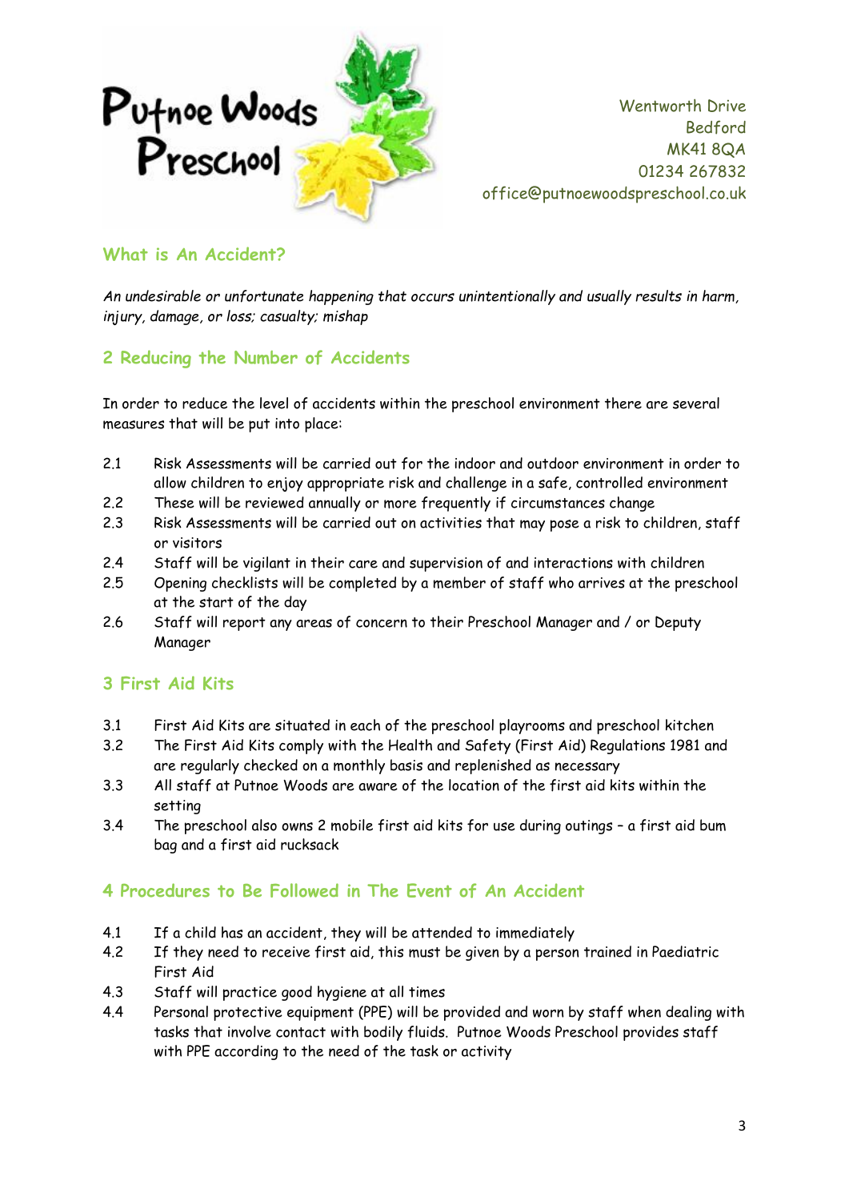Putnoe Woods Preschool

Wentworth Drive
Bedford
MK41 8QA
01234 267832
office@putnoewoodspreschool.co.uk

## What is An Accident?

*An undesirable or unfortunate happening that occurs unintentionally and usually results in harm, injury, damage, or loss; casualty; mishap*

## 2 Reducing the Number of Accidents

In order to reduce the level of accidents within the preschool environment there are several measures that will be put into place:

- 2.1 Risk Assessments will be carried out for the indoor and outdoor environment in order to allow children to enjoy appropriate risk and challenge in a safe, controlled environment
- 2.2 These will be reviewed annually or more frequently if circumstances change
- 2.3 Risk Assessments will be carried out on activities that may pose a risk to children, staff or visitors
- 2.4 Staff will be vigilant in their care and supervision of and interactions with children
- 2.5 Opening checklists will be completed by a member of staff who arrives at the preschool at the start of the day
- 2.6 Staff will report any areas of concern to their Preschool Manager and / or Deputy Manager

## 3 First Aid Kits

- 3.1 First Aid Kits are situated in each of the preschool playrooms and preschool kitchen
- 3.2 The First Aid Kits comply with the Health and Safety (First Aid) Regulations 1981 and are regularly checked on a monthly basis and replenished as necessary
- 3.3 All staff at Putnoe Woods are aware of the location of the first aid kits within the setting
- 3.4 The preschool also owns 2 mobile first aid kits for use during outings – a first aid bum bag and a first aid rucksack

## 4 Procedures to Be Followed in The Event of An Accident

- 4.1 If a child has an accident, they will be attended to immediately
- 4.2 If they need to receive first aid, this must be given by a person trained in Paediatric First Aid
- 4.3 Staff will practice good hygiene at all times
- 4.4 Personal protective equipment (PPE) will be provided and worn by staff when dealing with tasks that involve contact with bodily fluids. Putnoe Woods Preschool provides staff with PPE according to the need of the task or activity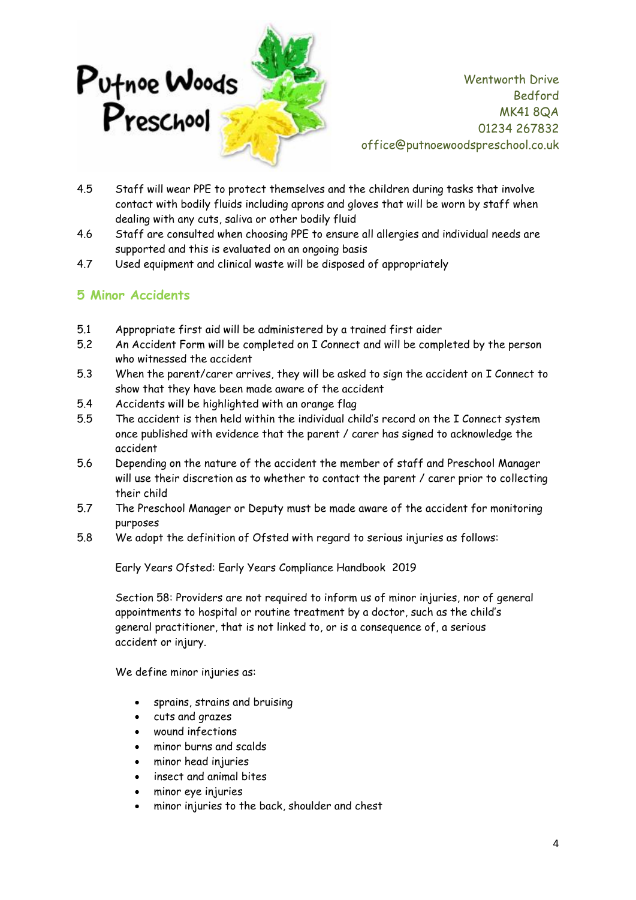4.5 Staff will wear PPE to protect themselves and the children during tasks that involve contact with bodily fluids including aprons and gloves that will be worn by staff when dealing with any cuts, saliva or other bodily fluid

4.6 Staff are consulted when choosing PPE to ensure all allergies and individual needs are supported and this is evaluated on an ongoing basis

4.7 Used equipment and clinical waste will be disposed of appropriately

## 5 Minor Accidents

5.1 Appropriate first aid will be administered by a trained first aider

5.2 An Accident Form will be completed on I Connect and will be completed by the person who witnessed the accident

5.3 When the parent/carer arrives, they will be asked to sign the accident on I Connect to show that they have been made aware of the accident

5.4 Accidents will be highlighted with an orange flag

5.5 The accident is then held within the individual child's record on the I Connect system once published with evidence that the parent / carer has signed to acknowledge the accident

5.6 Depending on the nature of the accident the member of staff and Preschool Manager will use their discretion as to whether to contact the parent / carer prior to collecting their child

5.7 The Preschool Manager or Deputy must be made aware of the accident for monitoring purposes

5.8 We adopt the definition of Ofsted with regard to serious injuries as follows:

Early Years Ofsted: Early Years Compliance Handbook 2019

Section 58: Providers are not required to inform us of minor injuries, nor of general appointments to hospital or routine treatment by a doctor, such as the child's general practitioner, that is not linked to, or is a consequence of, a serious accident or injury.

We define minor injuries as:

- sprains, strains and bruising
- cuts and grazes
- wound infections
- minor burns and scalds
- minor head injuries
- insect and animal bites
- minor eye injuries
- minor injuries to the back, shoulder and chest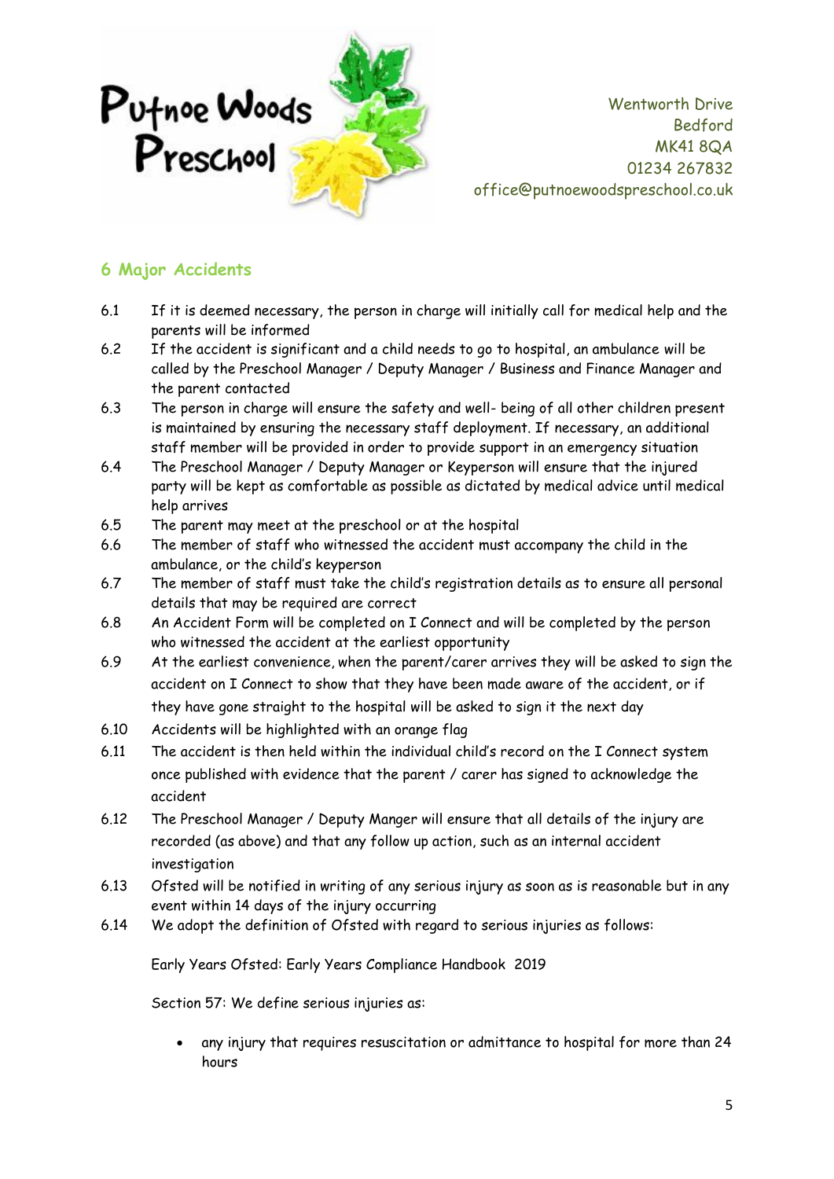## 6 Major Accidents

6.1 If it is deemed necessary, the person in charge will initially call for medical help and the parents will be informed

6.2 If the accident is significant and a child needs to go to hospital, an ambulance will be called by the Preschool Manager / Deputy Manager / Business and Finance Manager and the parent contacted

6.3 The person in charge will ensure the safety and well- being of all other children present is maintained by ensuring the necessary staff deployment. If necessary, an additional staff member will be provided in order to provide support in an emergency situation

6.4 The Preschool Manager / Deputy Manager or Keyperson will ensure that the injured party will be kept as comfortable as possible as dictated by medical advice until medical help arrives

6.5 The parent may meet at the preschool or at the hospital

6.6 The member of staff who witnessed the accident must accompany the child in the ambulance, or the child's keyperson

6.7 The member of staff must take the child's registration details as to ensure all personal details that may be required are correct

6.8 An Accident Form will be completed on I Connect and will be completed by the person who witnessed the accident at the earliest opportunity

6.9 At the earliest convenience, when the parent/carer arrives they will be asked to sign the accident on I Connect to show that they have been made aware of the accident, or if they have gone straight to the hospital will be asked to sign it the next day

6.10 Accidents will be highlighted with an orange flag

6.11 The accident is then held within the individual child's record on the I Connect system once published with evidence that the parent / carer has signed to acknowledge the accident

6.12 The Preschool Manager / Deputy Manger will ensure that all details of the injury are recorded (as above) and that any follow up action, such as an internal accident investigation

6.13 Ofsted will be notified in writing of any serious injury as soon as is reasonable but in any event within 14 days of the injury occurring

6.14 We adopt the definition of Ofsted with regard to serious injuries as follows:

Early Years Ofsted: Early Years Compliance Handbook 2019

Section 57: We define serious injuries as:

- any injury that requires resuscitation or admittance to hospital for more than 24 hours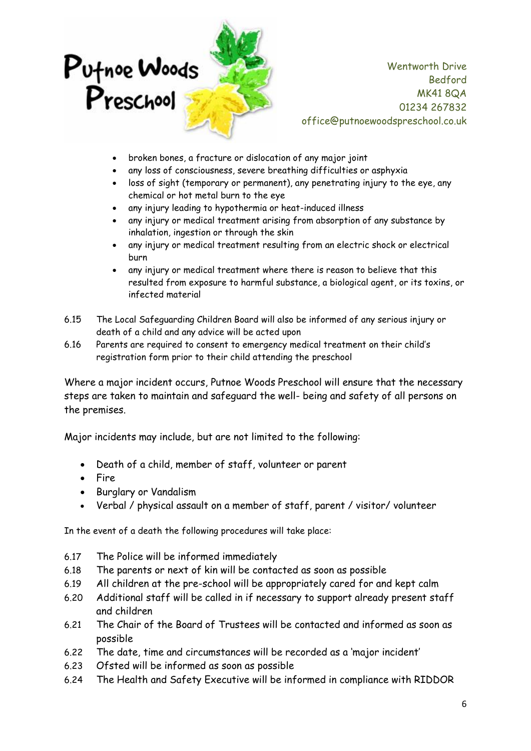- broken bones, a fracture or dislocation of any major joint
- any loss of consciousness, severe breathing difficulties or asphyxia
- loss of sight (temporary or permanent), any penetrating injury to the eye, any chemical or hot metal burn to the eye
- any injury leading to hypothermia or heat-induced illness
- any injury or medical treatment arising from absorption of any substance by inhalation, ingestion or through the skin
- any injury or medical treatment resulting from an electric shock or electrical burn
- any injury or medical treatment where there is reason to believe that this resulted from exposure to harmful substance, a biological agent, or its toxins, or infected material

6.15 The Local Safeguarding Children Board will also be informed of any serious injury or death of a child and any advice will be acted upon

6.16 Parents are required to consent to emergency medical treatment on their child's registration form prior to their child attending the preschool

Where a major incident occurs, Putnoe Woods Preschool will ensure that the necessary steps are taken to maintain and safeguard the well- being and safety of all persons on the premises.

Major incidents may include, but are not limited to the following:

- Death of a child, member of staff, volunteer or parent
- Fire
- Burglary or Vandalism
- Verbal / physical assault on a member of staff, parent / visitor/ volunteer

In the event of a death the following procedures will take place:

6.17 The Police will be informed immediately

6.18 The parents or next of kin will be contacted as soon as possible

6.19 All children at the pre-school will be appropriately cared for and kept calm

6.20 Additional staff will be called in if necessary to support already present staff and children

6.21 The Chair of the Board of Trustees will be contacted and informed as soon as possible

6.22 The date, time and circumstances will be recorded as a 'major incident'

6.23 Ofsted will be informed as soon as possible

6.24 The Health and Safety Executive will be informed in compliance with RIDDOR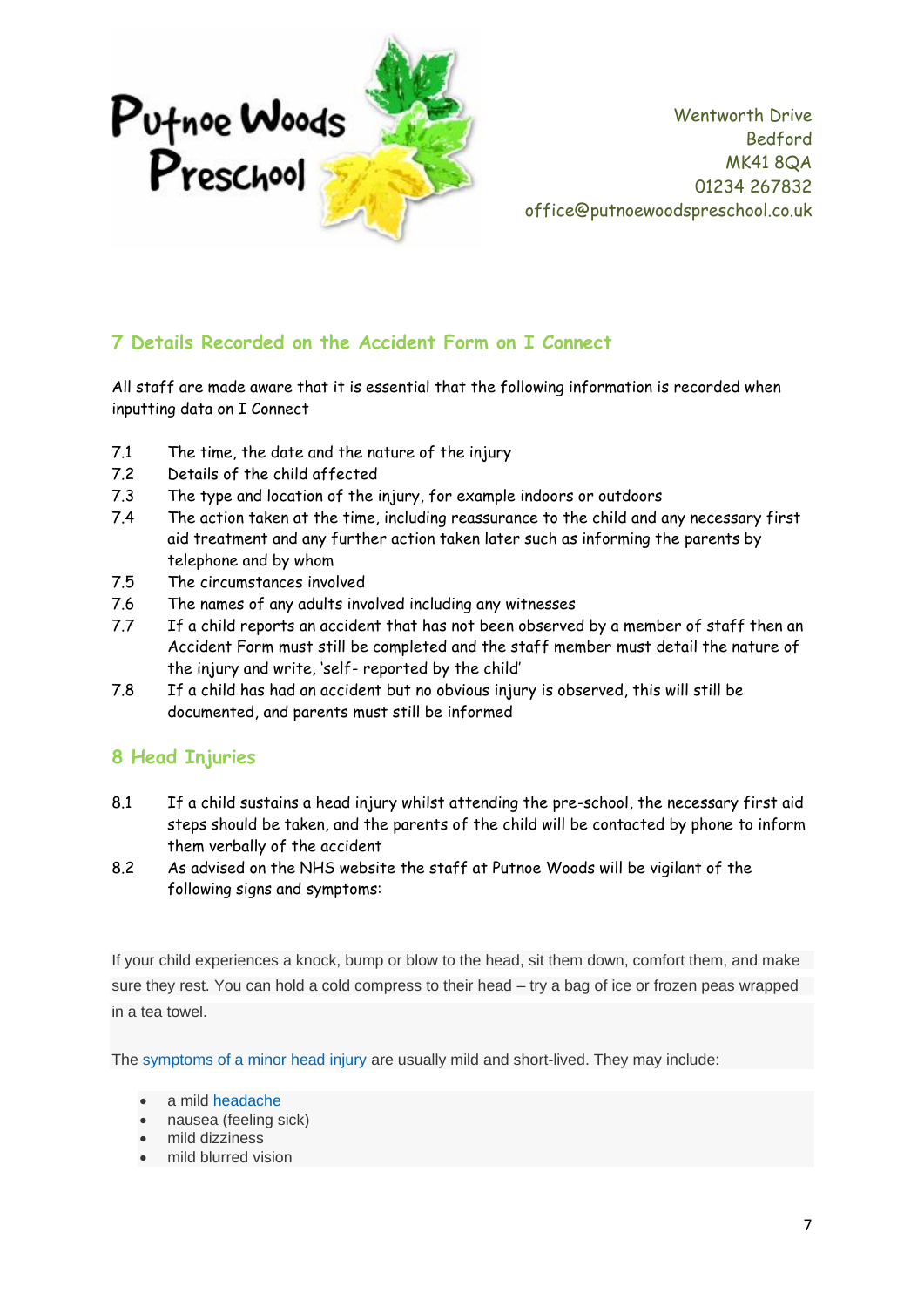Wentworth Drive
Bedford
MK41 8QA
01234 267832
office@putnoewoodspreschool.co.uk

## 7 Details Recorded on the Accident Form on I Connect

All staff are made aware that it is essential that the following information is recorded when inputting data on I Connect

7.1 The time, the date and the nature of the injury
7.2 Details of the child affected
7.3 The type and location of the injury, for example indoors or outdoors
7.4 The action taken at the time, including reassurance to the child and any necessary first aid treatment and any further action taken later such as informing the parents by telephone and by whom
7.5 The circumstances involved
7.6 The names of any adults involved including any witnesses
7.7 If a child reports an accident that has not been observed by a member of staff then an Accident Form must still be completed and the staff member must detail the nature of the injury and write, 'self- reported by the child'
7.8 If a child has had an accident but no obvious injury is observed, this will still be documented, and parents must still be informed

## 8 Head Injuries

8.1 If a child sustains a head injury whilst attending the pre-school, the necessary first aid steps should be taken, and the parents of the child will be contacted by phone to inform them verbally of the accident
8.2 As advised on the NHS website the staff at Putnoe Woods will be vigilant of the following signs and symptoms:

If your child experiences a knock, bump or blow to the head, sit them down, comfort them, and make sure they rest. You can hold a cold compress to their head – try a bag of ice or frozen peas wrapped in a tea towel.

The symptoms of a minor head injury are usually mild and short-lived. They may include:

- a mild headache
- nausea (feeling sick)
- mild dizziness
- mild blurred vision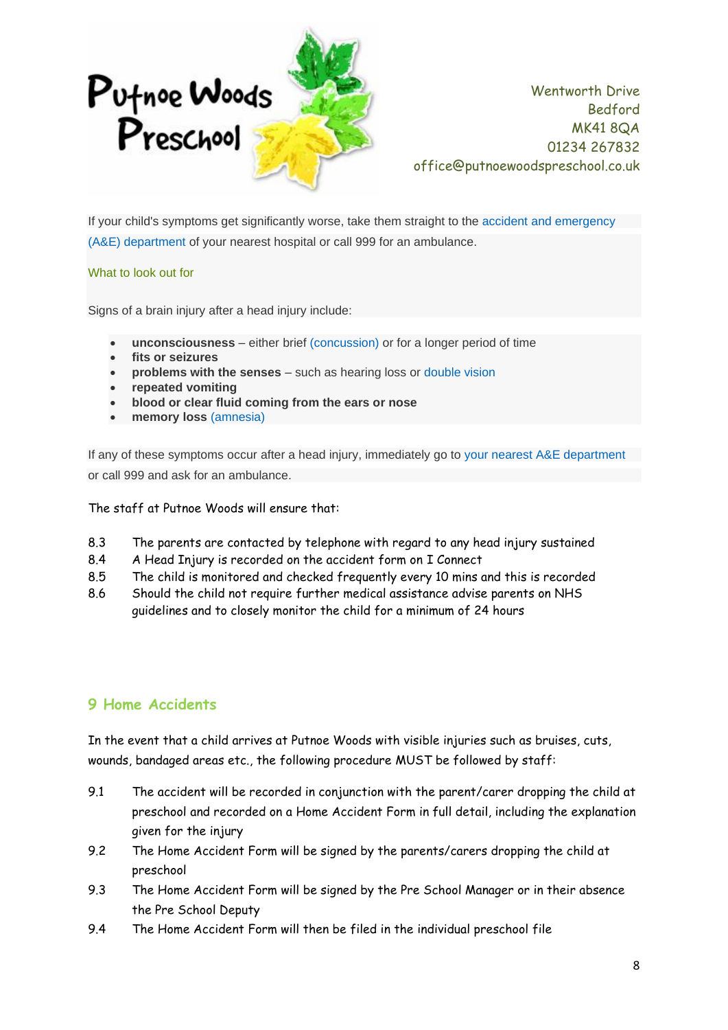If your child's symptoms get significantly worse, take them straight to the accident and emergency (A&E) department of your nearest hospital or call 999 for an ambulance.

What to look out for

Signs of a brain injury after a head injury include:

- **unconsciousness** – either brief (concussion) or for a longer period of time
- **fits or seizures**
- **problems with the senses** – such as hearing loss or double vision
- **repeated vomiting**
- **blood or clear fluid coming from the ears or nose**
- **memory loss** (amnesia)

If any of these symptoms occur after a head injury, immediately go to your nearest A&E department or call 999 and ask for an ambulance.

The staff at Putnoe Woods will ensure that:

8.3 The parents are contacted by telephone with regard to any head injury sustained
8.4 A Head Injury is recorded on the accident form on I Connect
8.5 The child is monitored and checked frequently every 10 mins and this is recorded
8.6 Should the child not require further medical assistance advise parents on NHS guidelines and to closely monitor the child for a minimum of 24 hours

## 9 Home Accidents

In the event that a child arrives at Putnoe Woods with visible injuries such as bruises, cuts, wounds, bandaged areas etc., the following procedure MUST be followed by staff:

9.1 The accident will be recorded in conjunction with the parent/carer dropping the child at preschool and recorded on a Home Accident Form in full detail, including the explanation given for the injury
9.2 The Home Accident Form will be signed by the parents/carers dropping the child at preschool
9.3 The Home Accident Form will be signed by the Pre School Manager or in their absence the Pre School Deputy
9.4 The Home Accident Form will then be filed in the individual preschool file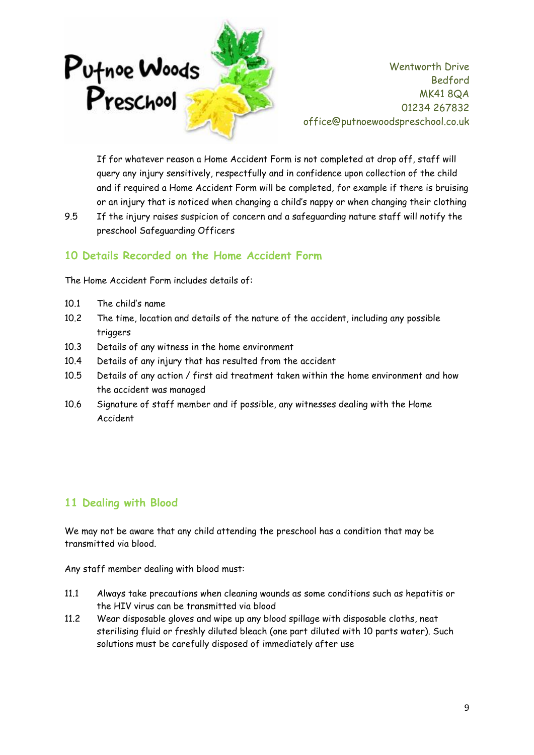If for whatever reason a Home Accident Form is not completed at drop off, staff will query any injury sensitively, respectfully and in confidence upon collection of the child and if required a Home Accident Form will be completed, for example if there is bruising or an injury that is noticed when changing a child's nappy or when changing their clothing

9.5 If the injury raises suspicion of concern and a safeguarding nature staff will notify the preschool Safeguarding Officers

## 10 Details Recorded on the Home Accident Form

The Home Accident Form includes details of:

10.1 The child's name

10.2 The time, location and details of the nature of the accident, including any possible triggers

10.3 Details of any witness in the home environment

10.4 Details of any injury that has resulted from the accident

10.5 Details of any action / first aid treatment taken within the home environment and how the accident was managed

10.6 Signature of staff member and if possible, any witnesses dealing with the Home Accident

## 11 Dealing with Blood

We may not be aware that any child attending the preschool has a condition that may be transmitted via blood.

Any staff member dealing with blood must:

11.1 Always take precautions when cleaning wounds as some conditions such as hepatitis or the HIV virus can be transmitted via blood

11.2 Wear disposable gloves and wipe up any blood spillage with disposable cloths, neat sterilising fluid or freshly diluted bleach (one part diluted with 10 parts water). Such solutions must be carefully disposed of immediately after use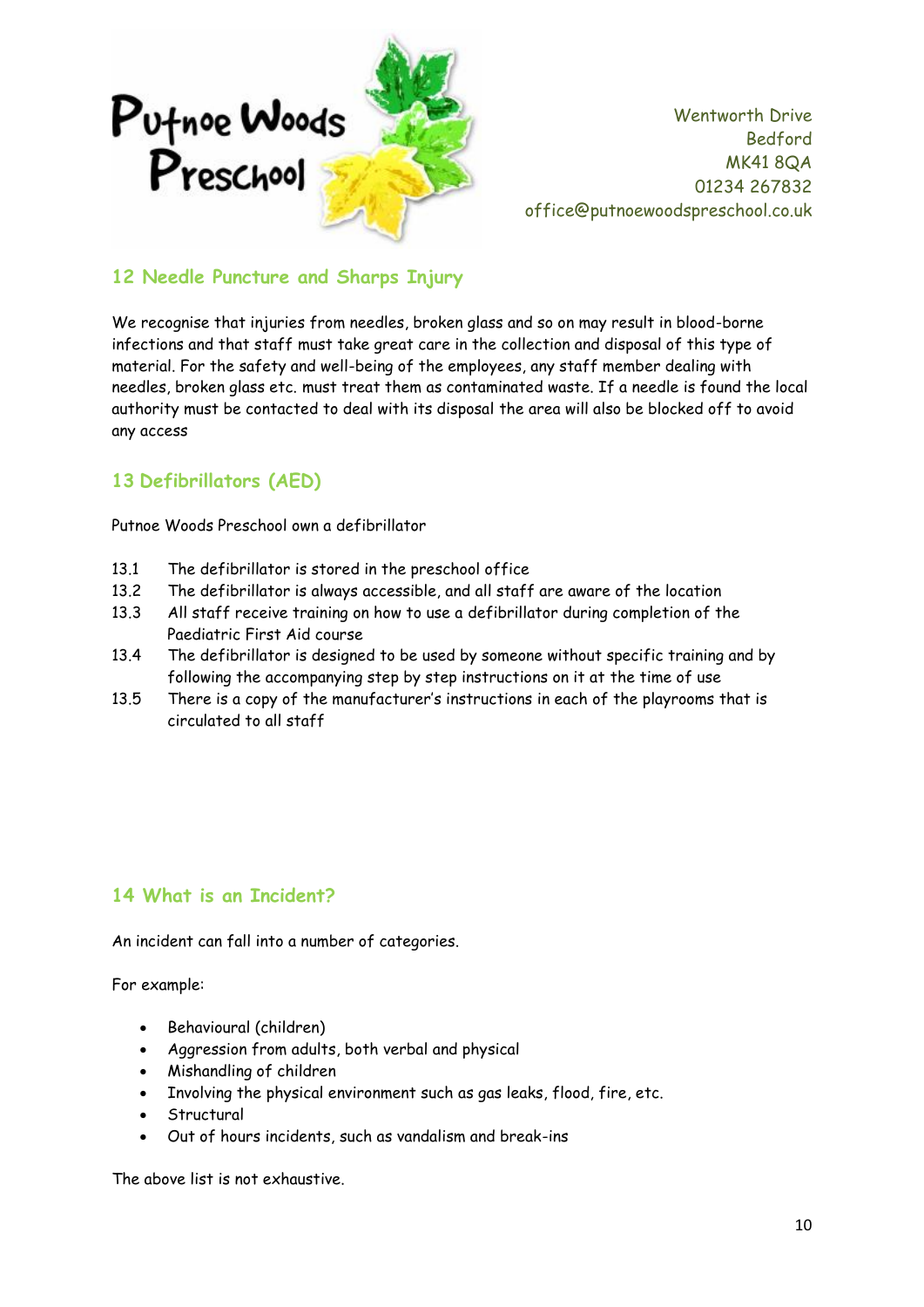## 12 Needle Puncture and Sharps Injury

We recognise that injuries from needles, broken glass and so on may result in blood-borne infections and that staff must take great care in the collection and disposal of this type of material. For the safety and well-being of the employees, any staff member dealing with needles, broken glass etc. must treat them as contaminated waste. If a needle is found the local authority must be contacted to deal with its disposal the area will also be blocked off to avoid any access

## 13 Defibrillators (AED)

Putnoe Woods Preschool own a defibrillator

- 13.1 The defibrillator is stored in the preschool office
- 13.2 The defibrillator is always accessible, and all staff are aware of the location
- 13.3 All staff receive training on how to use a defibrillator during completion of the Paediatric First Aid course
- 13.4 The defibrillator is designed to be used by someone without specific training and by following the accompanying step by step instructions on it at the time of use
- 13.5 There is a copy of the manufacturer's instructions in each of the playrooms that is circulated to all staff

## 14 What is an Incident?

An incident can fall into a number of categories.

For example:

- Behavioural (children)
- Aggression from adults, both verbal and physical
- Mishandling of children
- Involving the physical environment such as gas leaks, flood, fire, etc.
- Structural
- Out of hours incidents, such as vandalism and break-ins

The above list is not exhaustive.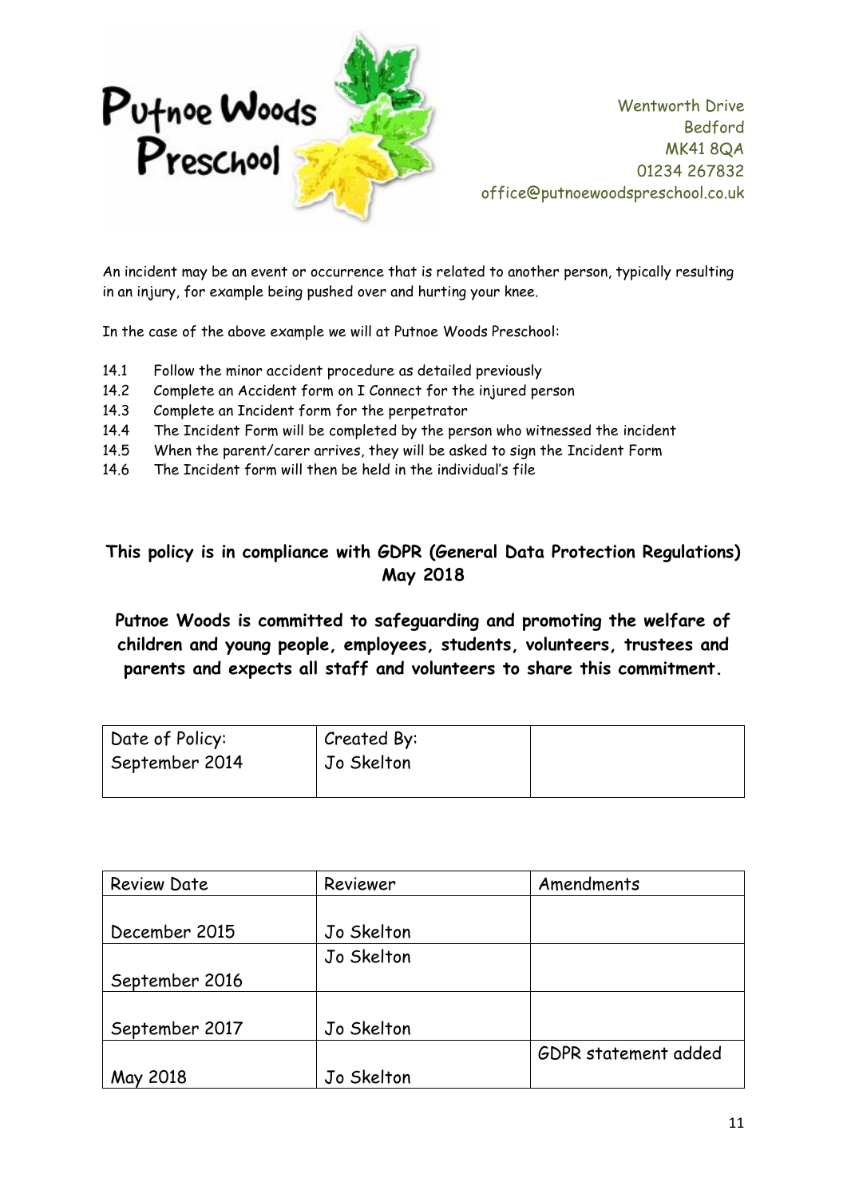Putnoe Woods Preschool

Wentworth Drive
Bedford
MK41 8QA
01234 267832
office@putnoewoodspreschool.co.uk

An incident may be an event or occurrence that is related to another person, typically resulting in an injury, for example being pushed over and hurting your knee.

In the case of the above example we will at Putnoe Woods Preschool:

14.1 Follow the minor accident procedure as detailed previously
14.2 Complete an Accident form on I Connect for the injured person
14.3 Complete an Incident form for the perpetrator
14.4 The Incident Form will be completed by the person who witnessed the incident
14.5 When the parent/carer arrives, they will be asked to sign the Incident Form
14.6 The Incident form will then be held in the individual's file

**This policy is in compliance with GDPR (General Data Protection Regulations) May 2018**

**Putnoe Woods is committed to safeguarding and promoting the welfare of children and young people, employees, students, volunteers, trustees and parents and expects all staff and volunteers to share this commitment.**

| Date of Policy: September 2014 | Created By: Jo Skelton | |
|---|---|---|

| Review Date | Reviewer | Amendments |
|---|---|---|
| December 2015 | Jo Skelton | |
| September 2016 | Jo Skelton | |
| September 2017 | Jo Skelton | |
| May 2018 | Jo Skelton | GDPR statement added |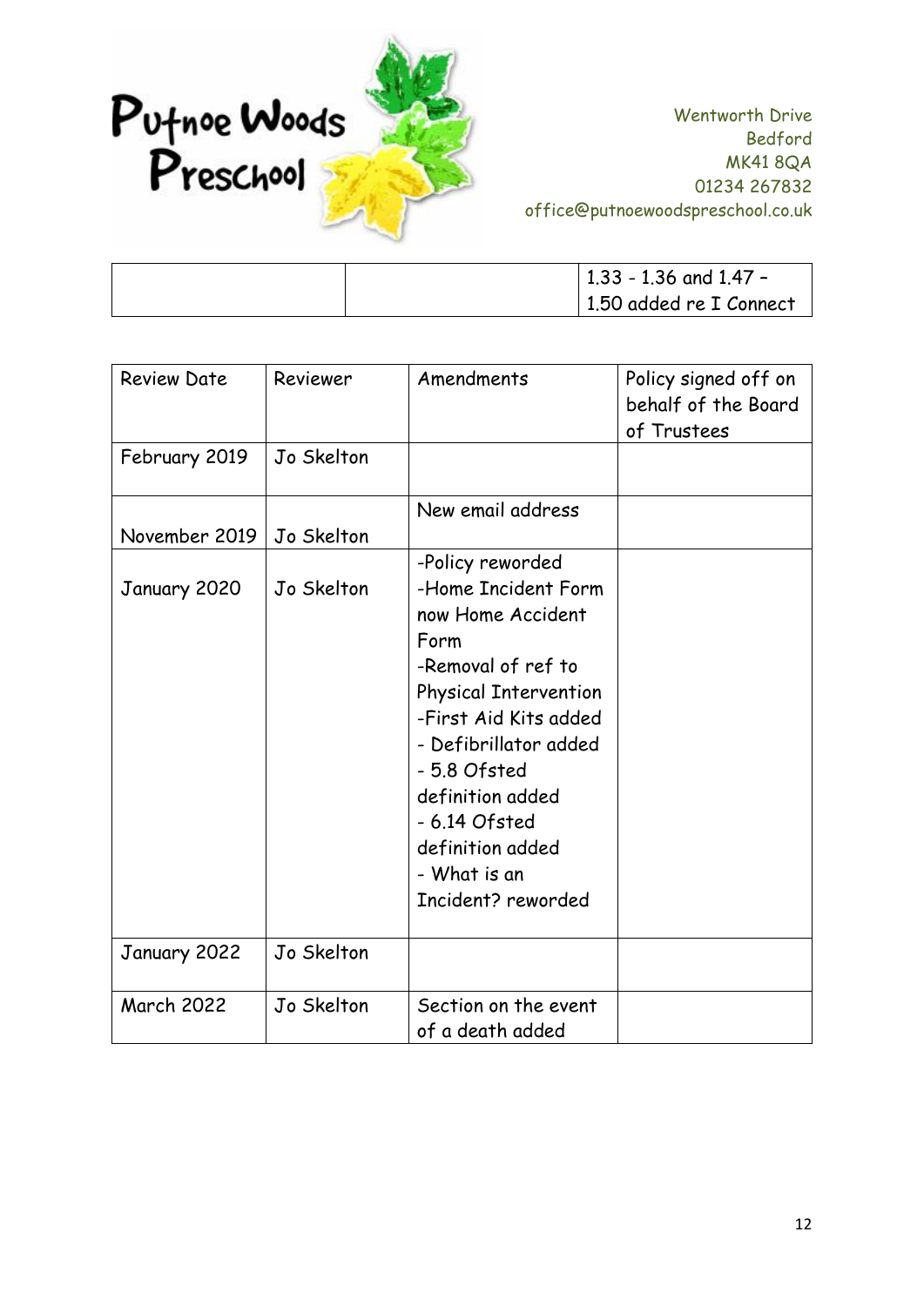Putnoe Woods Preschool

Wentworth Drive
Bedford
MK41 8QA
01234 267832
office@putnoewoodspreschool.co.uk

| | | |
|---|---|---|
| | | 1.33 - 1.36 and 1.47 – 1.50 added re I Connect |

| Review Date | Reviewer | Amendments | Policy signed off on behalf of the Board of Trustees |
|---|---|---|---|
| February 2019 | Jo Skelton | | |
| November 2019 | Jo Skelton | New email address | |
| January 2020 | Jo Skelton | -Policy reworded<br>-Home Incident Form now Home Accident Form<br>-Removal of ref to Physical Intervention<br>-First Aid Kits added<br>- Defibrillator added<br>- 5.8 Ofsted definition added<br>- 6.14 Ofsted definition added<br>- What is an Incident? reworded | |
| January 2022 | Jo Skelton | | |
| March 2022 | Jo Skelton | Section on the event of a death added | |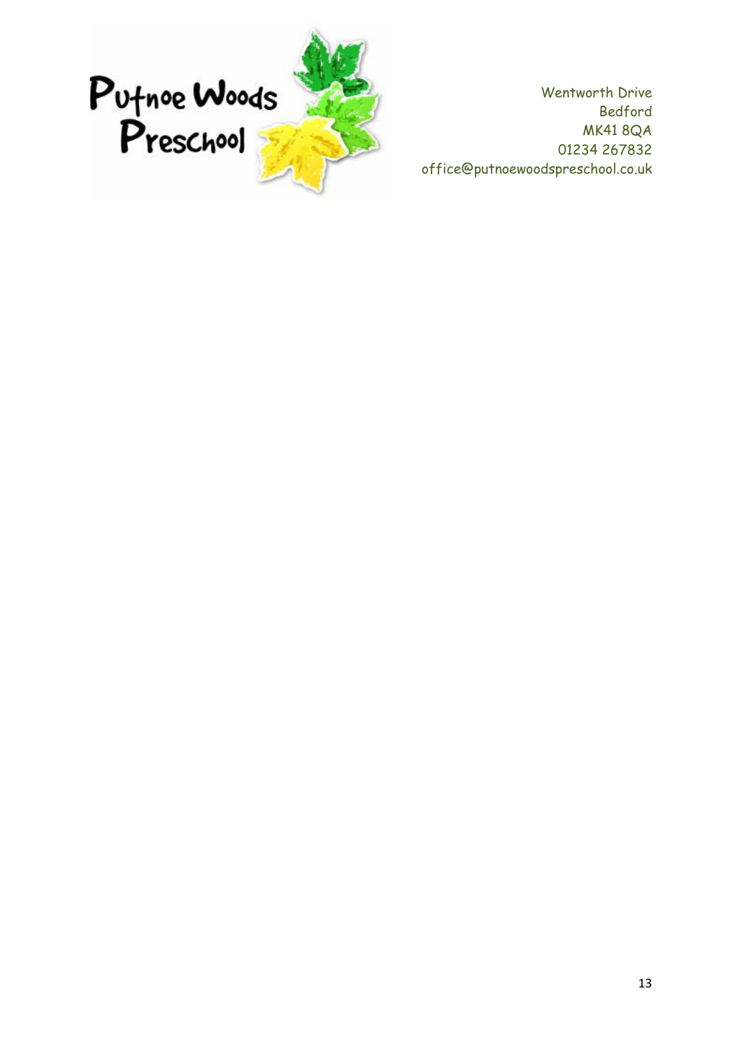Putnoe Woods Preschool

Wentworth Drive
Bedford
MK41 8QA
01234 267832
office@putnoewoodspreschool.co.uk